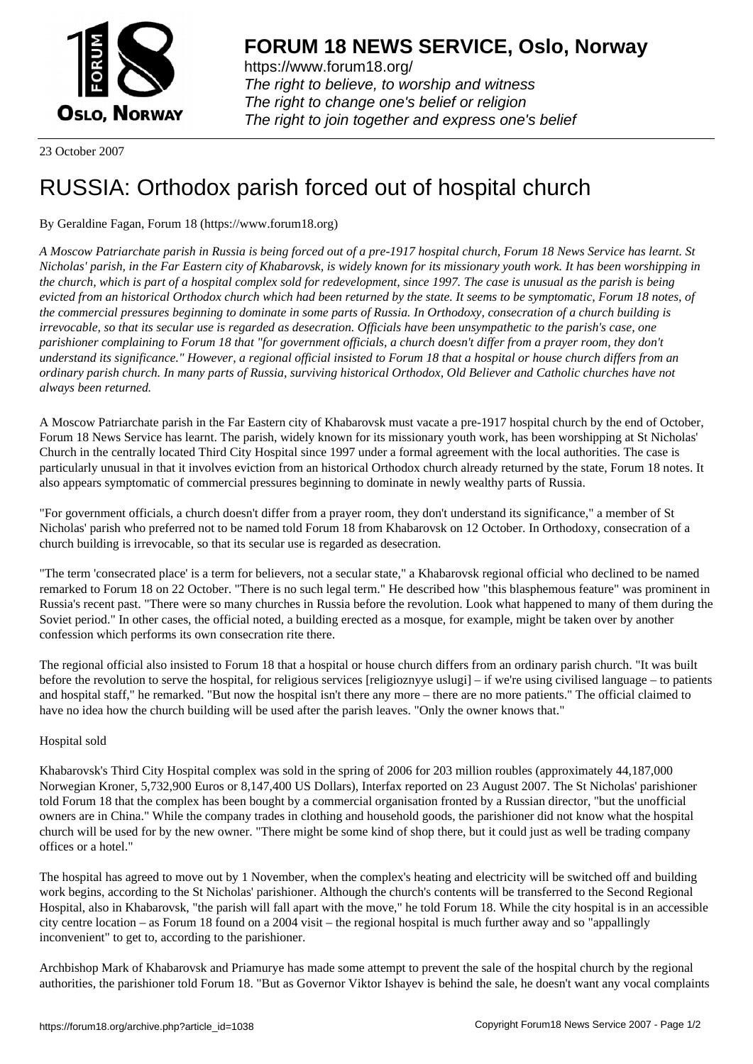# FORUM 18 NEWS SERVICE, Oslo, Norway

https://www.forum18.org/
*The right to believe, to worship and witness*
*The right to change one's belief or religion*
*The right to join together and express one's belief*

23 October 2007

# RUSSIA: Orthodox parish forced out of hospital church

By Geraldine Fagan, Forum 18 (https://www.forum18.org)

*A Moscow Patriarchate parish in Russia is being forced out of a pre-1917 hospital church, Forum 18 News Service has learnt. St Nicholas' parish, in the Far Eastern city of Khabarovsk, is widely known for its missionary youth work. It has been worshipping in the church, which is part of a hospital complex sold for redevelopment, since 1997. The case is unusual as the parish is being evicted from an historical Orthodox church which had been returned by the state. It seems to be symptomatic, Forum 18 notes, of the commercial pressures beginning to dominate in some parts of Russia. In Orthodoxy, consecration of a church building is irrevocable, so that its secular use is regarded as desecration. Officials have been unsympathetic to the parish's case, one parishioner complaining to Forum 18 that "for government officials, a church doesn't differ from a prayer room, they don't understand its significance." However, a regional official insisted to Forum 18 that a hospital or house church differs from an ordinary parish church. In many parts of Russia, surviving historical Orthodox, Old Believer and Catholic churches have not always been returned.*

A Moscow Patriarchate parish in the Far Eastern city of Khabarovsk must vacate a pre-1917 hospital church by the end of October, Forum 18 News Service has learnt. The parish, widely known for its missionary youth work, has been worshipping at St Nicholas' Church in the centrally located Third City Hospital since 1997 under a formal agreement with the local authorities. The case is particularly unusual in that it involves eviction from an historical Orthodox church already returned by the state, Forum 18 notes. It also appears symptomatic of commercial pressures beginning to dominate in newly wealthy parts of Russia.

"For government officials, a church doesn't differ from a prayer room, they don't understand its significance," a member of St Nicholas' parish who preferred not to be named told Forum 18 from Khabarovsk on 12 October. In Orthodoxy, consecration of a church building is irrevocable, so that its secular use is regarded as desecration.

"The term 'consecrated place' is a term for believers, not a secular state," a Khabarovsk regional official who declined to be named remarked to Forum 18 on 22 October. "There is no such legal term." He described how "this blasphemous feature" was prominent in Russia's recent past. "There were so many churches in Russia before the revolution. Look what happened to many of them during the Soviet period." In other cases, the official noted, a building erected as a mosque, for example, might be taken over by another confession which performs its own consecration rite there.

The regional official also insisted to Forum 18 that a hospital or house church differs from an ordinary parish church. "It was built before the revolution to serve the hospital, for religious services [religioznyye uslugi] – if we're using civilised language – to patients and hospital staff," he remarked. "But now the hospital isn't there any more – there are no more patients." The official claimed to have no idea how the church building will be used after the parish leaves. "Only the owner knows that."

Hospital sold

Khabarovsk's Third City Hospital complex was sold in the spring of 2006 for 203 million roubles (approximately 44,187,000 Norwegian Kroner, 5,732,900 Euros or 8,147,400 US Dollars), Interfax reported on 23 August 2007. The St Nicholas' parishioner told Forum 18 that the complex has been bought by a commercial organisation fronted by a Russian director, "but the unofficial owners are in China." While the company trades in clothing and household goods, the parishioner did not know what the hospital church will be used for by the new owner. "There might be some kind of shop there, but it could just as well be trading company offices or a hotel."

The hospital has agreed to move out by 1 November, when the complex's heating and electricity will be switched off and building work begins, according to the St Nicholas' parishioner. Although the church's contents will be transferred to the Second Regional Hospital, also in Khabarovsk, "the parish will fall apart with the move," he told Forum 18. While the city hospital is in an accessible city centre location – as Forum 18 found on a 2004 visit – the regional hospital is much further away and so "appallingly inconvenient" to get to, according to the parishioner.

Archbishop Mark of Khabarovsk and Priamurye has made some attempt to prevent the sale of the hospital church by the regional authorities, the parishioner told Forum 18. "But as Governor Viktor Ishayev is behind the sale, he doesn't want any vocal complaints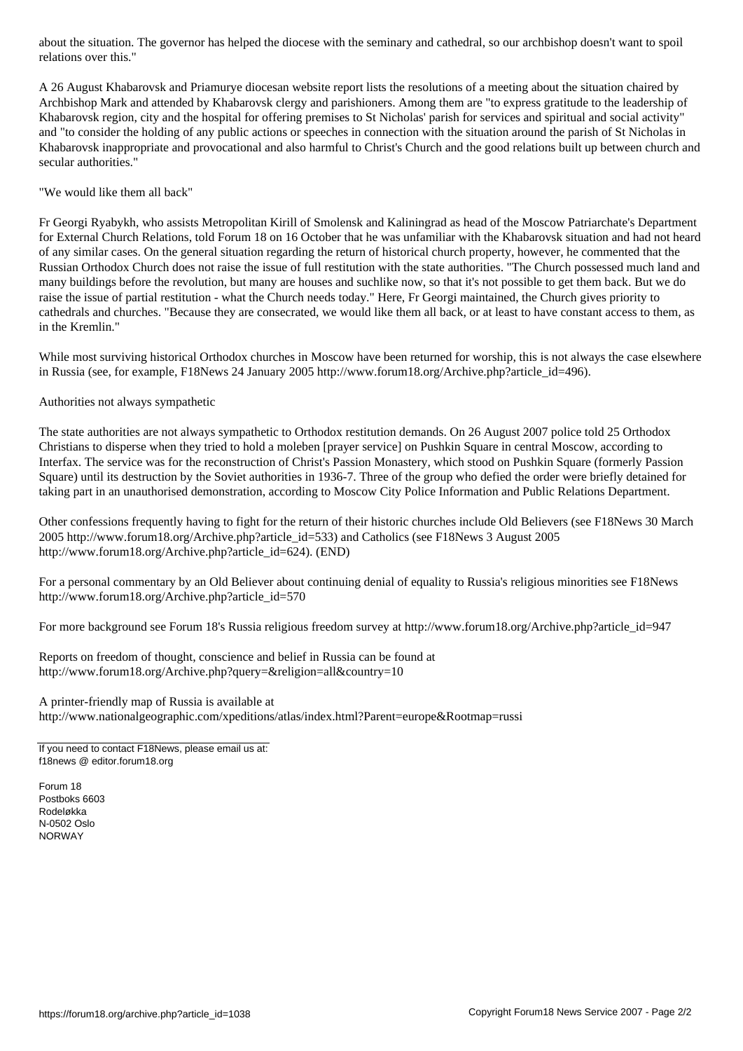about the situation. The governor has helped the diocese with the seminary and cathedral, so our archbishop doesn't want to spoil relations over this."

A 26 August Khabarovsk and Priamurye diocesan website report lists the resolutions of a meeting about the situation chaired by Archbishop Mark and attended by Khabarovsk clergy and parishioners. Among them are "to express gratitude to the leadership of Khabarovsk region, city and the hospital for offering premises to St Nicholas' parish for services and spiritual and social activity" and "to consider the holding of any public actions or speeches in connection with the situation around the parish of St Nicholas in Khabarovsk inappropriate and provocational and also harmful to Christ's Church and the good relations built up between church and secular authorities."

"We would like them all back"

Fr Georgi Ryabykh, who assists Metropolitan Kirill of Smolensk and Kaliningrad as head of the Moscow Patriarchate's Department for External Church Relations, told Forum 18 on 16 October that he was unfamiliar with the Khabarovsk situation and had not heard of any similar cases. On the general situation regarding the return of historical church property, however, he commented that the Russian Orthodox Church does not raise the issue of full restitution with the state authorities. "The Church possessed much land and many buildings before the revolution, but many are houses and suchlike now, so that it's not possible to get them back. But we do raise the issue of partial restitution - what the Church needs today." Here, Fr Georgi maintained, the Church gives priority to cathedrals and churches. "Because they are consecrated, we would like them all back, or at least to have constant access to them, as in the Kremlin."

While most surviving historical Orthodox churches in Moscow have been returned for worship, this is not always the case elsewhere in Russia (see, for example, F18News 24 January 2005 http://www.forum18.org/Archive.php?article_id=496).

Authorities not always sympathetic

The state authorities are not always sympathetic to Orthodox restitution demands. On 26 August 2007 police told 25 Orthodox Christians to disperse when they tried to hold a moleben [prayer service] on Pushkin Square in central Moscow, according to Interfax. The service was for the reconstruction of Christ's Passion Monastery, which stood on Pushkin Square (formerly Passion Square) until its destruction by the Soviet authorities in 1936-7. Three of the group who defied the order were briefly detained for taking part in an unauthorised demonstration, according to Moscow City Police Information and Public Relations Department.

Other confessions frequently having to fight for the return of their historic churches include Old Believers (see F18News 30 March 2005 http://www.forum18.org/Archive.php?article_id=533) and Catholics (see F18News 3 August 2005 http://www.forum18.org/Archive.php?article_id=624). (END)

For a personal commentary by an Old Believer about continuing denial of equality to Russia's religious minorities see F18News http://www.forum18.org/Archive.php?article_id=570

For more background see Forum 18's Russia religious freedom survey at http://www.forum18.org/Archive.php?article_id=947

Reports on freedom of thought, conscience and belief in Russia can be found at http://www.forum18.org/Archive.php?query=&religion=all&country=10

A printer-friendly map of Russia is available at http://www.nationalgeographic.com/xpeditions/atlas/index.html?Parent=europe&Rootmap=russi

---

If you need to contact F18News, please email us at:
f18news @ editor.forum18.org

Forum 18
Postboks 6603
Rodeløkka
N-0502 Oslo
NORWAY